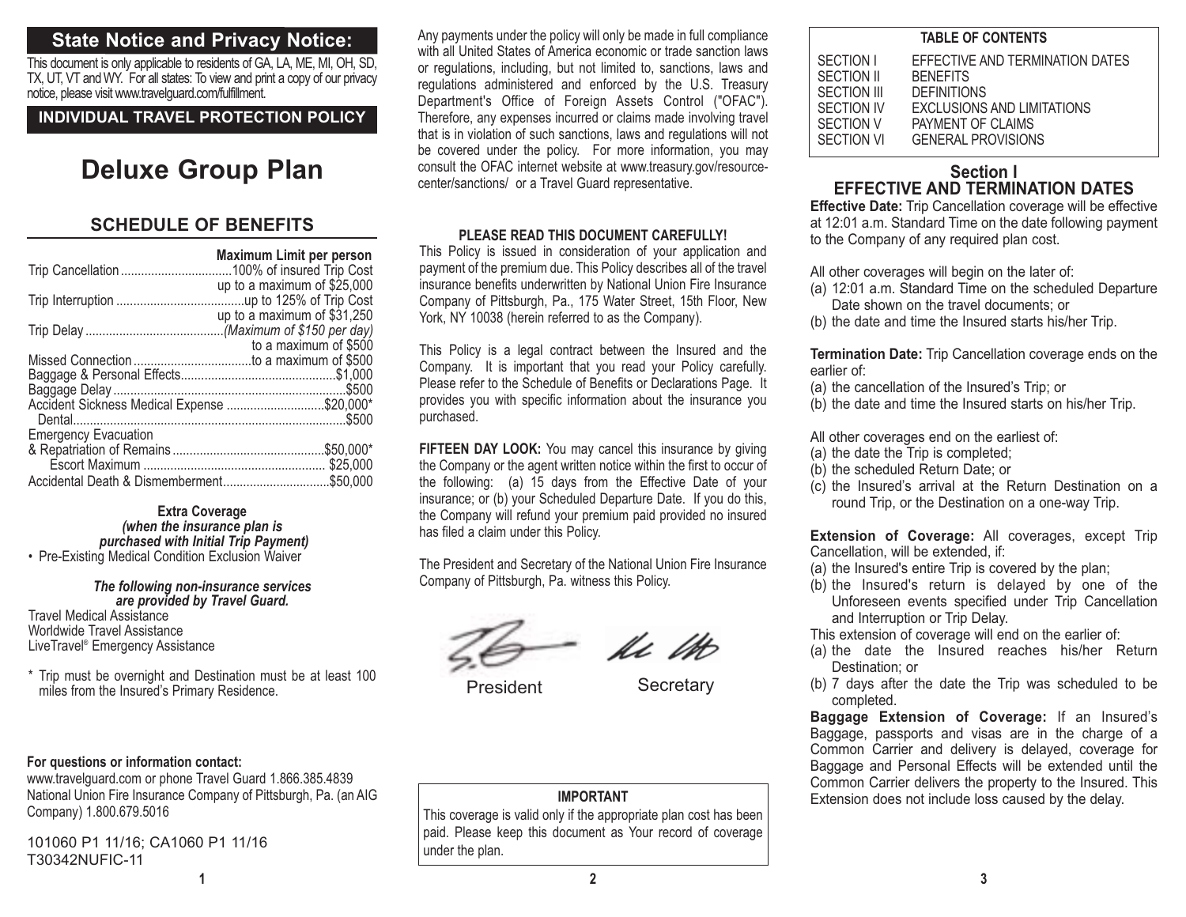## State Notice and Privacy Notice:

This document is only applicable to residents of GA, LA, ME, MI, OH, SD, TX, UT, VT and WY. For all states: To view and print a copy of our privacy notice, please visit www.travelguard.com/fulfillment.

**INDIVIDUAL TRAVEL PROTECTION POLICY**

# Deluxe Group Plan

## SCHEDULE OF BENEFITS

| | Maximum Limit per person |
|---|---|
| Trip Cancellation | 100% of insured Trip Cost up to a maximum of $25,000 |
| Trip Interruption | up to 125% of Trip Cost up to a maximum of $31,250 |
| Trip Delay | *(Maximum of $150 per day)* to a maximum of $500 |
| Missed Connection | to a maximum of $500 |
| Baggage & Personal Effects | $1,000 |
| Baggage Delay | $500 |
| Accident Sickness Medical Expense | $20,000* |
| Dental | $500 |
| Emergency Evacuation & Repatriation of Remains | $50,000* |
| Escort Maximum | $25,000 |
| Accidental Death & Dismemberment | $50,000 |

**Extra Coverage**
***(when the insurance plan is purchased with Initial Trip Payment)***

- Pre-Existing Medical Condition Exclusion Waiver

***The following non-insurance services are provided by Travel Guard.***

Travel Medical Assistance
Worldwide Travel Assistance
LiveTravel® Emergency Assistance

\* Trip must be overnight and Destination must be at least 100 miles from the Insured's Primary Residence.

**For questions or information contact:**
www.travelguard.com or phone Travel Guard 1.866.385.4839
National Union Fire Insurance Company of Pittsburgh, Pa. (an AIG Company) 1.800.679.5016

101060 P1 11/16; CA1060 P1 11/16
T30342NUFIC-11

Any payments under the policy will only be made in full compliance with all United States of America economic or trade sanction laws or regulations, including, but not limited to, sanctions, laws and regulations administered and enforced by the U.S. Treasury Department's Office of Foreign Assets Control ("OFAC"). Therefore, any expenses incurred or claims made involving travel that is in violation of such sanctions, laws and regulations will not be covered under the policy. For more information, you may consult the OFAC internet website at www.treasury.gov/resource-center/sanctions/ or a Travel Guard representative.

**PLEASE READ THIS DOCUMENT CAREFULLY!**

This Policy is issued in consideration of your application and payment of the premium due. This Policy describes all of the travel insurance benefits underwritten by National Union Fire Insurance Company of Pittsburgh, Pa., 175 Water Street, 15th Floor, New York, NY 10038 (herein referred to as the Company).

This Policy is a legal contract between the Insured and the Company. It is important that you read your Policy carefully. Please refer to the Schedule of Benefits or Declarations Page. It provides you with specific information about the insurance you purchased.

**FIFTEEN DAY LOOK:** You may cancel this insurance by giving the Company or the agent written notice within the first to occur of the following: (a) 15 days from the Effective Date of your insurance; or (b) your Scheduled Departure Date. If you do this, the Company will refund your premium paid provided no insured has filed a claim under this Policy.

The President and Secretary of the National Union Fire Insurance Company of Pittsburgh, Pa. witness this Policy.

President Secretary

**IMPORTANT**

This coverage is valid only if the appropriate plan cost has been paid. Please keep this document as Your record of coverage under the plan.

**TABLE OF CONTENTS**

| | |
|---|---|
| SECTION I | EFFECTIVE AND TERMINATION DATES |
| SECTION II | BENEFITS |
| SECTION III | DEFINITIONS |
| SECTION IV | EXCLUSIONS AND LIMITATIONS |
| SECTION V | PAYMENT OF CLAIMS |
| SECTION VI | GENERAL PROVISIONS |

## Section I
## EFFECTIVE AND TERMINATION DATES

**Effective Date:** Trip Cancellation coverage will be effective at 12:01 a.m. Standard Time on the date following payment to the Company of any required plan cost.

All other coverages will begin on the later of:
(a) 12:01 a.m. Standard Time on the scheduled Departure Date shown on the travel documents; or
(b) the date and time the Insured starts his/her Trip.

**Termination Date:** Trip Cancellation coverage ends on the earlier of:
(a) the cancellation of the Insured's Trip; or
(b) the date and time the Insured starts on his/her Trip.

All other coverages end on the earliest of:
(a) the date the Trip is completed;
(b) the scheduled Return Date; or
(c) the Insured's arrival at the Return Destination on a round Trip, or the Destination on a one-way Trip.

**Extension of Coverage:** All coverages, except Trip Cancellation, will be extended, if:
(a) the Insured's entire Trip is covered by the plan;
(b) the Insured's return is delayed by one of the Unforeseen events specified under Trip Cancellation and Interruption or Trip Delay.

This extension of coverage will end on the earlier of:
(a) the date the Insured reaches his/her Return Destination; or
(b) 7 days after the date the Trip was scheduled to be completed.

**Baggage Extension of Coverage:** If an Insured's Baggage, passports and visas are in the charge of a Common Carrier and delivery is delayed, coverage for Baggage and Personal Effects will be extended until the Common Carrier delivers the property to the Insured. This Extension does not include loss caused by the delay.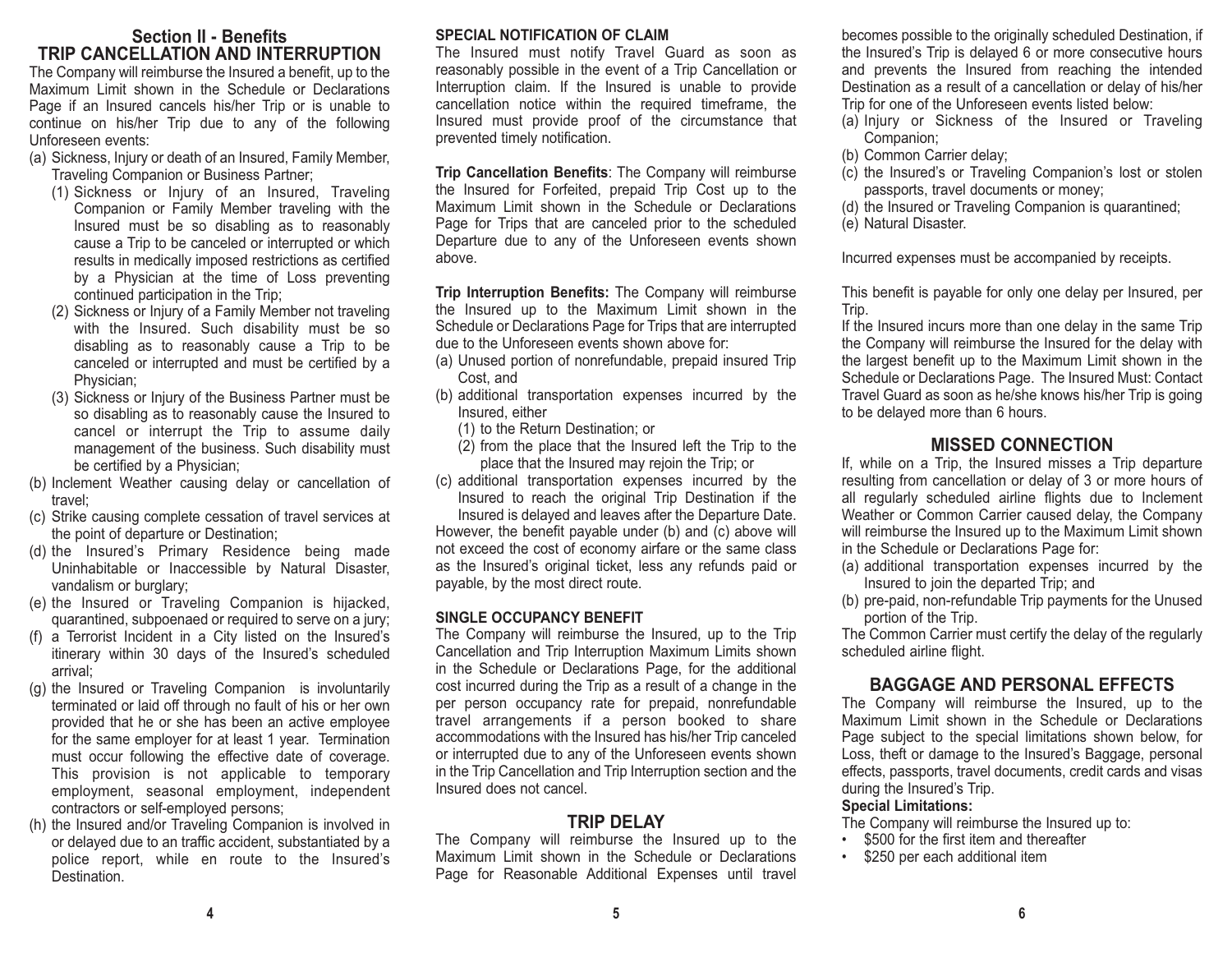## Section II - Benefits

## TRIP CANCELLATION AND INTERRUPTION

The Company will reimburse the Insured a benefit, up to the Maximum Limit shown in the Schedule or Declarations Page if an Insured cancels his/her Trip or is unable to continue on his/her Trip due to any of the following Unforeseen events:

(a) Sickness, Injury or death of an Insured, Family Member, Traveling Companion or Business Partner;
   (1) Sickness or Injury of an Insured, Traveling Companion or Family Member traveling with the Insured must be so disabling as to reasonably cause a Trip to be canceled or interrupted or which results in medically imposed restrictions as certified by a Physician at the time of Loss preventing continued participation in the Trip;
   (2) Sickness or Injury of a Family Member not traveling with the Insured. Such disability must be so disabling as to reasonably cause a Trip to be canceled or interrupted and must be certified by a Physician;
   (3) Sickness or Injury of the Business Partner must be so disabling as to reasonably cause the Insured to cancel or interrupt the Trip to assume daily management of the business. Such disability must be certified by a Physician;

(b) Inclement Weather causing delay or cancellation of travel;

(c) Strike causing complete cessation of travel services at the point of departure or Destination;

(d) the Insured's Primary Residence being made Uninhabitable or Inaccessible by Natural Disaster, vandalism or burglary;

(e) the Insured or Traveling Companion is hijacked, quarantined, subpoenaed or required to serve on a jury;

(f) a Terrorist Incident in a City listed on the Insured's itinerary within 30 days of the Insured's scheduled arrival;

(g) the Insured or Traveling Companion is involuntarily terminated or laid off through no fault of his or her own provided that he or she has been an active employee for the same employer for at least 1 year. Termination must occur following the effective date of coverage. This provision is not applicable to temporary employment, seasonal employment, independent contractors or self-employed persons;

(h) the Insured and/or Traveling Companion is involved in or delayed due to an traffic accident, substantiated by a police report, while en route to the Insured's Destination.

**SPECIAL NOTIFICATION OF CLAIM**

The Insured must notify Travel Guard as soon as reasonably possible in the event of a Trip Cancellation or Interruption claim. If the Insured is unable to provide cancellation notice within the required timeframe, the Insured must provide proof of the circumstance that prevented timely notification.

**Trip Cancellation Benefits**: The Company will reimburse the Insured for Forfeited, prepaid Trip Cost up to the Maximum Limit shown in the Schedule or Declarations Page for Trips that are canceled prior to the scheduled Departure due to any of the Unforeseen events shown above.

**Trip Interruption Benefits:** The Company will reimburse the Insured up to the Maximum Limit shown in the Schedule or Declarations Page for Trips that are interrupted due to the Unforeseen events shown above for:

(a) Unused portion of nonrefundable, prepaid insured Trip Cost, and
(b) additional transportation expenses incurred by the Insured, either
   (1) to the Return Destination; or
   (2) from the place that the Insured left the Trip to the place that the Insured may rejoin the Trip; or
(c) additional transportation expenses incurred by the Insured to reach the original Trip Destination if the Insured is delayed and leaves after the Departure Date.

However, the benefit payable under (b) and (c) above will not exceed the cost of economy airfare or the same class as the Insured's original ticket, less any refunds paid or payable, by the most direct route.

**SINGLE OCCUPANCY BENEFIT**

The Company will reimburse the Insured, up to the Trip Cancellation and Trip Interruption Maximum Limits shown in the Schedule or Declarations Page, for the additional cost incurred during the Trip as a result of a change in the per person occupancy rate for prepaid, nonrefundable travel arrangements if a person booked to share accommodations with the Insured has his/her Trip canceled or interrupted due to any of the Unforeseen events shown in the Trip Cancellation and Trip Interruption section and the Insured does not cancel.

## TRIP DELAY

The Company will reimburse the Insured up to the Maximum Limit shown in the Schedule or Declarations Page for Reasonable Additional Expenses until travel becomes possible to the originally scheduled Destination, if the Insured's Trip is delayed 6 or more consecutive hours and prevents the Insured from reaching the intended Destination as a result of a cancellation or delay of his/her Trip for one of the Unforeseen events listed below:

(a) Injury or Sickness of the Insured or Traveling Companion;
(b) Common Carrier delay;
(c) the Insured's or Traveling Companion's lost or stolen passports, travel documents or money;
(d) the Insured or Traveling Companion is quarantined;
(e) Natural Disaster.

Incurred expenses must be accompanied by receipts.

This benefit is payable for only one delay per Insured, per Trip.

If the Insured incurs more than one delay in the same Trip the Company will reimburse the Insured for the delay with the largest benefit up to the Maximum Limit shown in the Schedule or Declarations Page. The Insured Must: Contact Travel Guard as soon as he/she knows his/her Trip is going to be delayed more than 6 hours.

## MISSED CONNECTION

If, while on a Trip, the Insured misses a Trip departure resulting from cancellation or delay of 3 or more hours of all regularly scheduled airline flights due to Inclement Weather or Common Carrier caused delay, the Company will reimburse the Insured up to the Maximum Limit shown in the Schedule or Declarations Page for:

(a) additional transportation expenses incurred by the Insured to join the departed Trip; and
(b) pre-paid, non-refundable Trip payments for the Unused portion of the Trip.

The Common Carrier must certify the delay of the regularly scheduled airline flight.

## BAGGAGE AND PERSONAL EFFECTS

The Company will reimburse the Insured, up to the Maximum Limit shown in the Schedule or Declarations Page subject to the special limitations shown below, for Loss, theft or damage to the Insured's Baggage, personal effects, passports, travel documents, credit cards and visas during the Insured's Trip.

**Special Limitations:**

The Company will reimburse the Insured up to:

- $500 for the first item and thereafter
- $250 per each additional item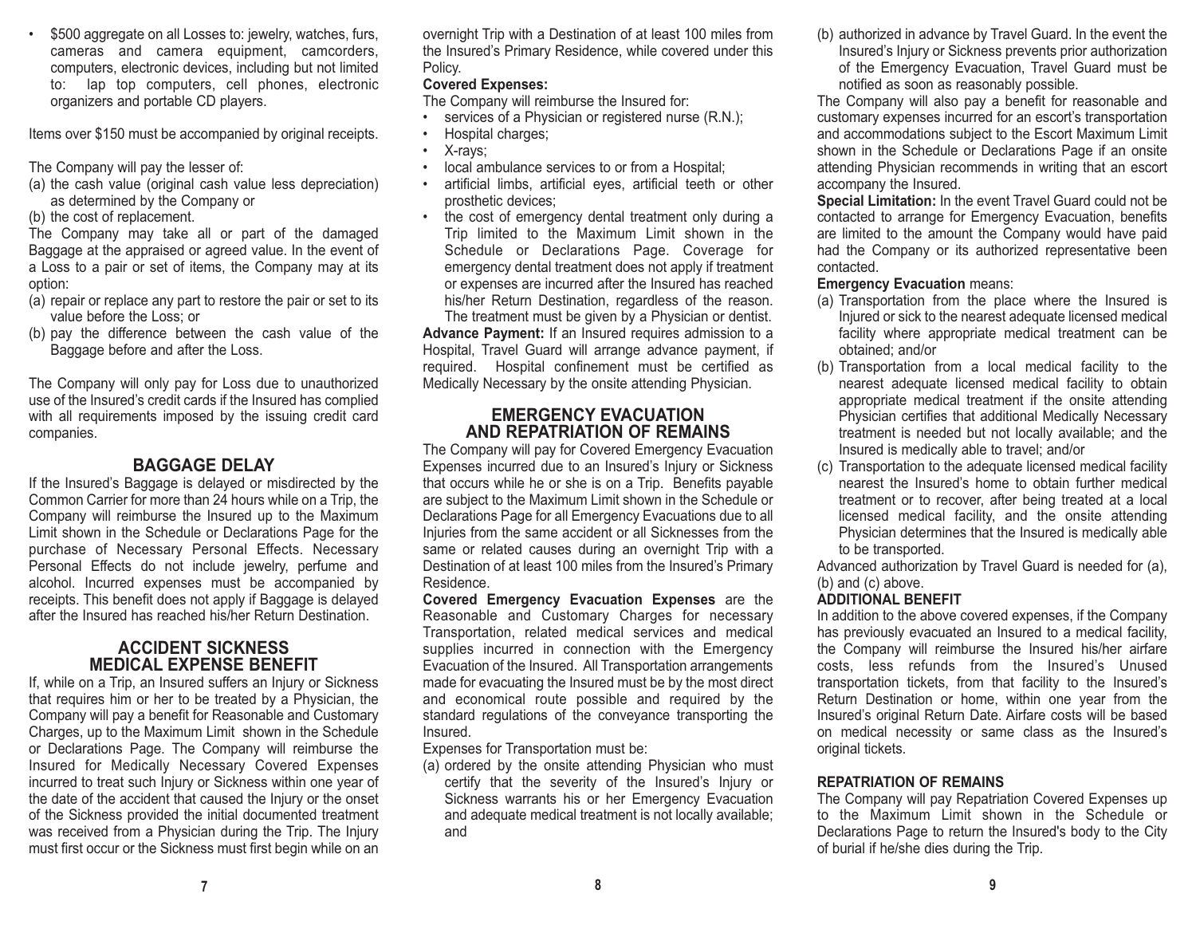- $500 aggregate on all Losses to: jewelry, watches, furs, cameras and camera equipment, camcorders, computers, electronic devices, including but not limited to: lap top computers, cell phones, electronic organizers and portable CD players.

Items over $150 must be accompanied by original receipts.

The Company will pay the lesser of:

(a) the cash value (original cash value less depreciation) as determined by the Company or
(b) the cost of replacement.

The Company may take all or part of the damaged Baggage at the appraised or agreed value. In the event of a Loss to a pair or set of items, the Company may at its option:

(a) repair or replace any part to restore the pair or set to its value before the Loss; or
(b) pay the difference between the cash value of the Baggage before and after the Loss.

The Company will only pay for Loss due to unauthorized use of the Insured's credit cards if the Insured has complied with all requirements imposed by the issuing credit card companies.

## BAGGAGE DELAY

If the Insured's Baggage is delayed or misdirected by the Common Carrier for more than 24 hours while on a Trip, the Company will reimburse the Insured up to the Maximum Limit shown in the Schedule or Declarations Page for the purchase of Necessary Personal Effects. Necessary Personal Effects do not include jewelry, perfume and alcohol. Incurred expenses must be accompanied by receipts. This benefit does not apply if Baggage is delayed after the Insured has reached his/her Return Destination.

## ACCIDENT SICKNESS MEDICAL EXPENSE BENEFIT

If, while on a Trip, an Insured suffers an Injury or Sickness that requires him or her to be treated by a Physician, the Company will pay a benefit for Reasonable and Customary Charges, up to the Maximum Limit shown in the Schedule or Declarations Page. The Company will reimburse the Insured for Medically Necessary Covered Expenses incurred to treat such Injury or Sickness within one year of the date of the accident that caused the Injury or the onset of the Sickness provided the initial documented treatment was received from a Physician during the Trip. The Injury must first occur or the Sickness must first begin while on an overnight Trip with a Destination of at least 100 miles from the Insured's Primary Residence, while covered under this Policy.

**Covered Expenses:**

The Company will reimburse the Insured for:

- services of a Physician or registered nurse (R.N.);
- Hospital charges;
- X-rays;
- local ambulance services to or from a Hospital;
- artificial limbs, artificial eyes, artificial teeth or other prosthetic devices;
- the cost of emergency dental treatment only during a Trip limited to the Maximum Limit shown in the Schedule or Declarations Page. Coverage for emergency dental treatment does not apply if treatment or expenses are incurred after the Insured has reached his/her Return Destination, regardless of the reason. The treatment must be given by a Physician or dentist.

**Advance Payment:** If an Insured requires admission to a Hospital, Travel Guard will arrange advance payment, if required. Hospital confinement must be certified as Medically Necessary by the onsite attending Physician.

## EMERGENCY EVACUATION AND REPATRIATION OF REMAINS

The Company will pay for Covered Emergency Evacuation Expenses incurred due to an Insured's Injury or Sickness that occurs while he or she is on a Trip. Benefits payable are subject to the Maximum Limit shown in the Schedule or Declarations Page for all Emergency Evacuations due to all Injuries from the same accident or all Sicknesses from the same or related causes during an overnight Trip with a Destination of at least 100 miles from the Insured's Primary Residence.

**Covered Emergency Evacuation Expenses** are the Reasonable and Customary Charges for necessary Transportation, related medical services and medical supplies incurred in connection with the Emergency Evacuation of the Insured. All Transportation arrangements made for evacuating the Insured must be by the most direct and economical route possible and required by the standard regulations of the conveyance transporting the Insured.

Expenses for Transportation must be:

(a) ordered by the onsite attending Physician who must certify that the severity of the Insured's Injury or Sickness warrants his or her Emergency Evacuation and adequate medical treatment is not locally available; and
(b) authorized in advance by Travel Guard. In the event the Insured's Injury or Sickness prevents prior authorization of the Emergency Evacuation, Travel Guard must be notified as soon as reasonably possible.

The Company will also pay a benefit for reasonable and customary expenses incurred for an escort's transportation and accommodations subject to the Escort Maximum Limit shown in the Schedule or Declarations Page if an onsite attending Physician recommends in writing that an escort accompany the Insured.

**Special Limitation:** In the event Travel Guard could not be contacted to arrange for Emergency Evacuation, benefits are limited to the amount the Company would have paid had the Company or its authorized representative been contacted.

**Emergency Evacuation** means:

(a) Transportation from the place where the Insured is Injured or sick to the nearest adequate licensed medical facility where appropriate medical treatment can be obtained; and/or
(b) Transportation from a local medical facility to the nearest adequate licensed medical facility to obtain appropriate medical treatment if the onsite attending Physician certifies that additional Medically Necessary treatment is needed but not locally available; and the Insured is medically able to travel; and/or
(c) Transportation to the adequate licensed medical facility nearest the Insured's home to obtain further medical treatment or to recover, after being treated at a local licensed medical facility, and the onsite attending Physician determines that the Insured is medically able to be transported.

Advanced authorization by Travel Guard is needed for (a), (b) and (c) above.

**ADDITIONAL BENEFIT**

In addition to the above covered expenses, if the Company has previously evacuated an Insured to a medical facility, the Company will reimburse the Insured his/her airfare costs, less refunds from the Insured's Unused transportation tickets, from that facility to the Insured's Return Destination or home, within one year from the Insured's original Return Date. Airfare costs will be based on medical necessity or same class as the Insured's original tickets.

**REPATRIATION OF REMAINS**

The Company will pay Repatriation Covered Expenses up to the Maximum Limit shown in the Schedule or Declarations Page to return the Insured's body to the City of burial if he/she dies during the Trip.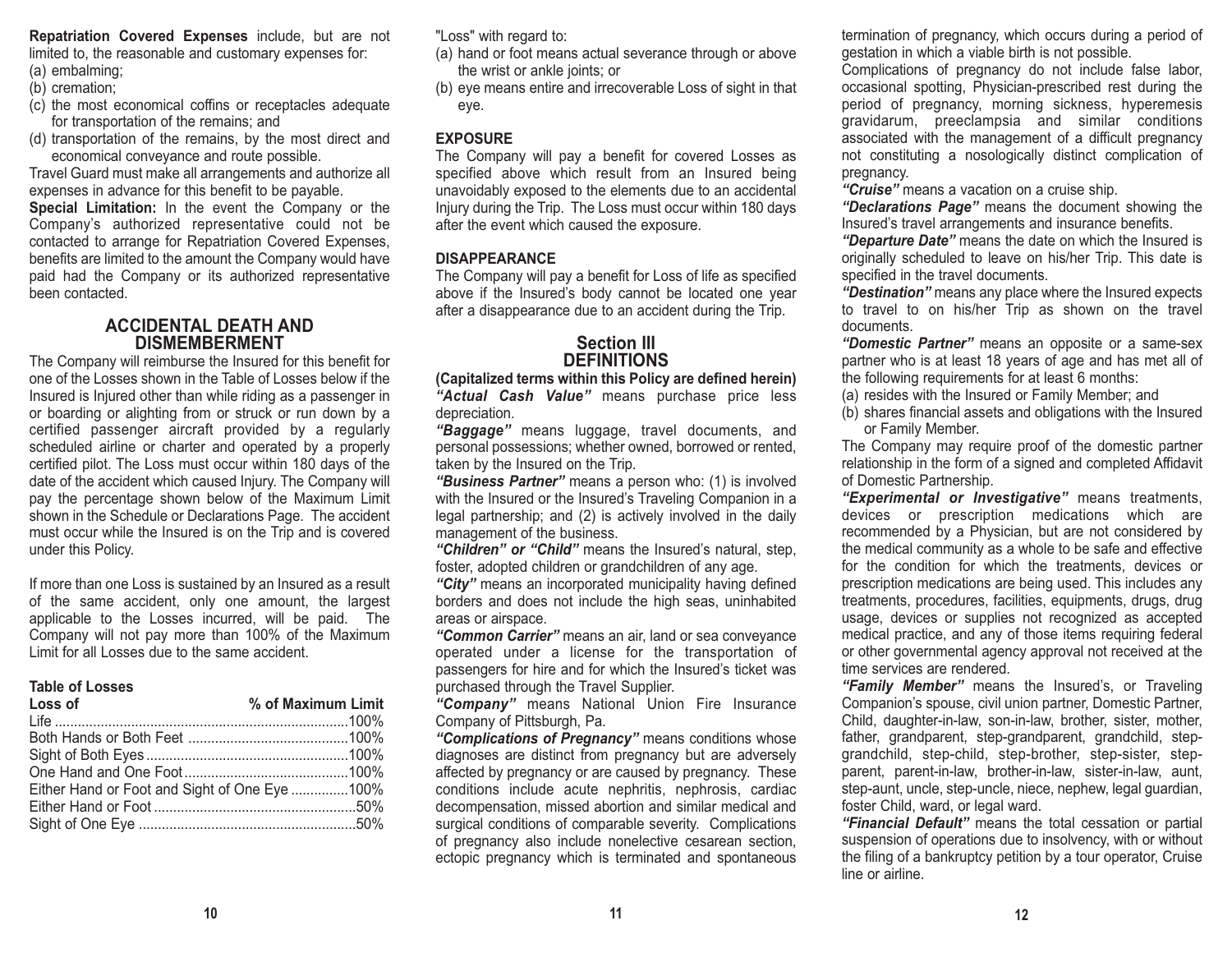**Repatriation Covered Expenses** include, but are not limited to, the reasonable and customary expenses for:

(a) embalming;
(b) cremation;
(c) the most economical coffins or receptacles adequate for transportation of the remains; and
(d) transportation of the remains, by the most direct and economical conveyance and route possible.

Travel Guard must make all arrangements and authorize all expenses in advance for this benefit to be payable.

**Special Limitation:** In the event the Company or the Company's authorized representative could not be contacted to arrange for Repatriation Covered Expenses, benefits are limited to the amount the Company would have paid had the Company or its authorized representative been contacted.

## ACCIDENTAL DEATH AND DISMEMBERMENT

The Company will reimburse the Insured for this benefit for one of the Losses shown in the Table of Losses below if the Insured is Injured other than while riding as a passenger in or boarding or alighting from or struck or run down by a certified passenger aircraft provided by a regularly scheduled airline or charter and operated by a properly certified pilot. The Loss must occur within 180 days of the date of the accident which caused Injury. The Company will pay the percentage shown below of the Maximum Limit shown in the Schedule or Declarations Page. The accident must occur while the Insured is on the Trip and is covered under this Policy.

If more than one Loss is sustained by an Insured as a result of the same accident, only one amount, the largest applicable to the Losses incurred, will be paid. The Company will not pay more than 100% of the Maximum Limit for all Losses due to the same accident.

**Table of Losses**

| Loss of | % of Maximum Limit |
|---|---|
| Life | 100% |
| Both Hands or Both Feet | 100% |
| Sight of Both Eyes | 100% |
| One Hand and One Foot | 100% |
| Either Hand or Foot and Sight of One Eye | 100% |
| Either Hand or Foot | 50% |
| Sight of One Eye | 50% |

"Loss" with regard to:

(a) hand or foot means actual severance through or above the wrist or ankle joints; or
(b) eye means entire and irrecoverable Loss of sight in that eye.

**EXPOSURE**

The Company will pay a benefit for covered Losses as specified above which result from an Insured being unavoidably exposed to the elements due to an accidental Injury during the Trip. The Loss must occur within 180 days after the event which caused the exposure.

**DISAPPEARANCE**

The Company will pay a benefit for Loss of life as specified above if the Insured's body cannot be located one year after a disappearance due to an accident during the Trip.

## Section III DEFINITIONS

**(Capitalized terms within this Policy are defined herein)**

***"Actual Cash Value"*** means purchase price less depreciation.

***"Baggage"*** means luggage, travel documents, and personal possessions; whether owned, borrowed or rented, taken by the Insured on the Trip.

***"Business Partner"*** means a person who: (1) is involved with the Insured or the Insured's Traveling Companion in a legal partnership; and (2) is actively involved in the daily management of the business.

***"Children" or "Child"*** means the Insured's natural, step, foster, adopted children or grandchildren of any age.

***"City"*** means an incorporated municipality having defined borders and does not include the high seas, uninhabited areas or airspace.

***"Common Carrier"*** means an air, land or sea conveyance operated under a license for the transportation of passengers for hire and for which the Insured's ticket was purchased through the Travel Supplier.

***"Company"*** means National Union Fire Insurance Company of Pittsburgh, Pa.

***"Complications of Pregnancy"*** means conditions whose diagnoses are distinct from pregnancy but are adversely affected by pregnancy or are caused by pregnancy. These conditions include acute nephritis, nephrosis, cardiac decompensation, missed abortion and similar medical and surgical conditions of comparable severity. Complications of pregnancy also include nonelective cesarean section, ectopic pregnancy which is terminated and spontaneous termination of pregnancy, which occurs during a period of gestation in which a viable birth is not possible.

Complications of pregnancy do not include false labor, occasional spotting, Physician-prescribed rest during the period of pregnancy, morning sickness, hyperemesis gravidarum, preeclampsia and similar conditions associated with the management of a difficult pregnancy not constituting a nosologically distinct complication of pregnancy.

***"Cruise"*** means a vacation on a cruise ship.

***"Declarations Page"*** means the document showing the Insured's travel arrangements and insurance benefits.

***"Departure Date"*** means the date on which the Insured is originally scheduled to leave on his/her Trip. This date is specified in the travel documents.

***"Destination"*** means any place where the Insured expects to travel to on his/her Trip as shown on the travel documents.

***"Domestic Partner"*** means an opposite or a same-sex partner who is at least 18 years of age and has met all of the following requirements for at least 6 months:

(a) resides with the Insured or Family Member; and
(b) shares financial assets and obligations with the Insured or Family Member.

The Company may require proof of the domestic partner relationship in the form of a signed and completed Affidavit of Domestic Partnership.

***"Experimental or Investigative"*** means treatments, devices or prescription medications which are recommended by a Physician, but are not considered by the medical community as a whole to be safe and effective for the condition for which the treatments, devices or prescription medications are being used. This includes any treatments, procedures, facilities, equipments, drugs, drug usage, devices or supplies not recognized as accepted medical practice, and any of those items requiring federal or other governmental agency approval not received at the time services are rendered.

***"Family Member"*** means the Insured's, or Traveling Companion's spouse, civil union partner, Domestic Partner, Child, daughter-in-law, son-in-law, brother, sister, mother, father, grandparent, step-grandparent, grandchild, step-grandchild, step-child, step-brother, step-sister, step-parent, parent-in-law, brother-in-law, sister-in-law, aunt, step-aunt, uncle, step-uncle, niece, nephew, legal guardian, foster Child, ward, or legal ward.

***"Financial Default"*** means the total cessation or partial suspension of operations due to insolvency, with or without the filing of a bankruptcy petition by a tour operator, Cruise line or airline.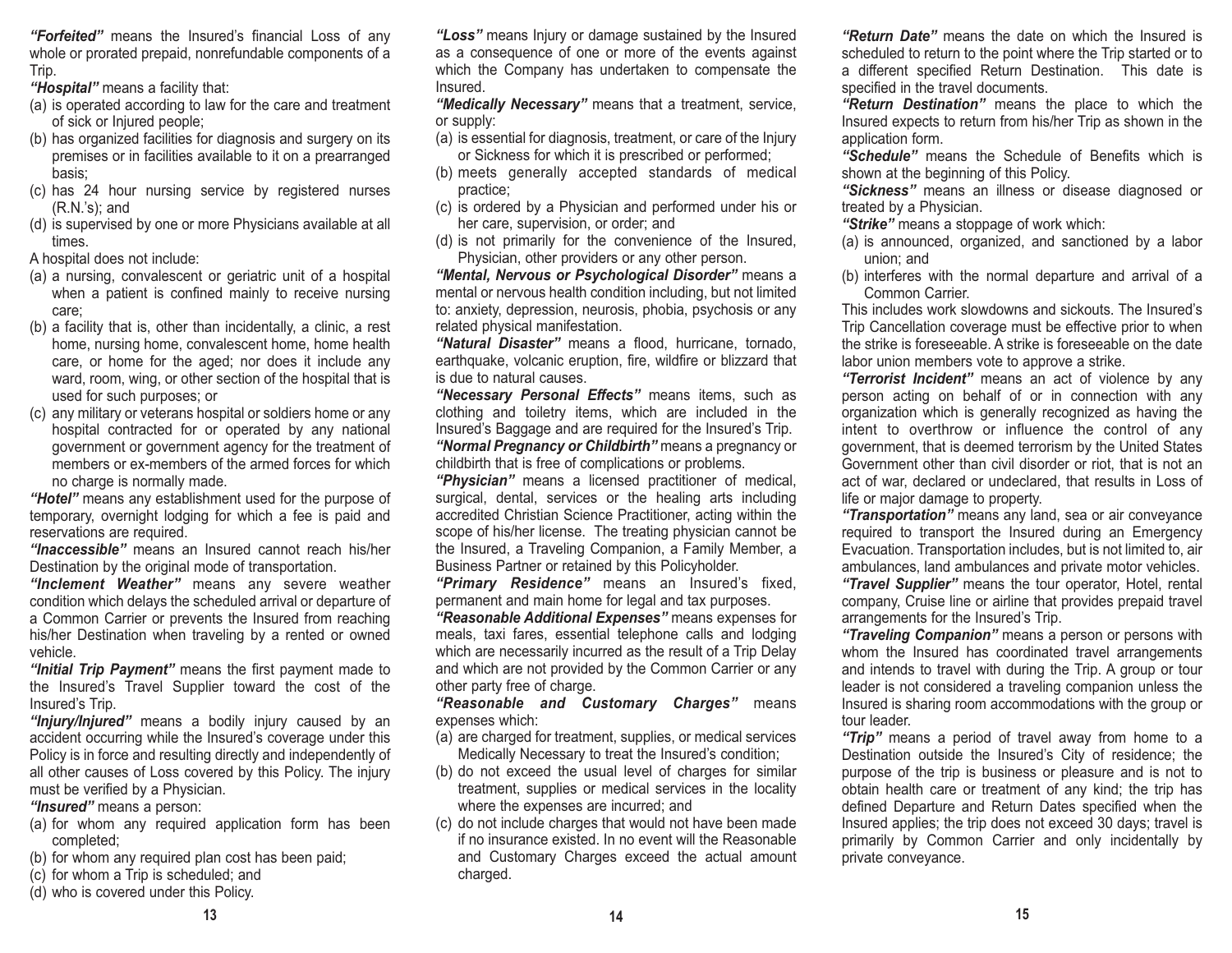***"Forfeited"*** means the Insured's financial Loss of any whole or prorated prepaid, nonrefundable components of a Trip.

***"Hospital"*** means a facility that:

(a) is operated according to law for the care and treatment of sick or Injured people;
(b) has organized facilities for diagnosis and surgery on its premises or in facilities available to it on a prearranged basis;
(c) has 24 hour nursing service by registered nurses (R.N.'s); and
(d) is supervised by one or more Physicians available at all times.

A hospital does not include:

(a) a nursing, convalescent or geriatric unit of a hospital when a patient is confined mainly to receive nursing care;
(b) a facility that is, other than incidentally, a clinic, a rest home, nursing home, convalescent home, home health care, or home for the aged; nor does it include any ward, room, wing, or other section of the hospital that is used for such purposes; or
(c) any military or veterans hospital or soldiers home or any hospital contracted for or operated by any national government or government agency for the treatment of members or ex-members of the armed forces for which no charge is normally made.

***"Hotel"*** means any establishment used for the purpose of temporary, overnight lodging for which a fee is paid and reservations are required.

***"Inaccessible"*** means an Insured cannot reach his/her Destination by the original mode of transportation.

***"Inclement Weather"*** means any severe weather condition which delays the scheduled arrival or departure of a Common Carrier or prevents the Insured from reaching his/her Destination when traveling by a rented or owned vehicle.

***"Initial Trip Payment"*** means the first payment made to the Insured's Travel Supplier toward the cost of the Insured's Trip.

***"Injury/Injured"*** means a bodily injury caused by an accident occurring while the Insured's coverage under this Policy is in force and resulting directly and independently of all other causes of Loss covered by this Policy. The injury must be verified by a Physician.

***"Insured"*** means a person:

(a) for whom any required application form has been completed;
(b) for whom any required plan cost has been paid;
(c) for whom a Trip is scheduled; and
(d) who is covered under this Policy.

***"Loss"*** means Injury or damage sustained by the Insured as a consequence of one or more of the events against which the Company has undertaken to compensate the Insured.

***"Medically Necessary"*** means that a treatment, service, or supply:

(a) is essential for diagnosis, treatment, or care of the Injury or Sickness for which it is prescribed or performed;
(b) meets generally accepted standards of medical practice;
(c) is ordered by a Physician and performed under his or her care, supervision, or order; and
(d) is not primarily for the convenience of the Insured, Physician, other providers or any other person.

***"Mental, Nervous or Psychological Disorder"*** means a mental or nervous health condition including, but not limited to: anxiety, depression, neurosis, phobia, psychosis or any related physical manifestation.

***"Natural Disaster"*** means a flood, hurricane, tornado, earthquake, volcanic eruption, fire, wildfire or blizzard that is due to natural causes.

***"Necessary Personal Effects"*** means items, such as clothing and toiletry items, which are included in the Insured's Baggage and are required for the Insured's Trip.

***"Normal Pregnancy or Childbirth"*** means a pregnancy or childbirth that is free of complications or problems.

***"Physician"*** means a licensed practitioner of medical, surgical, dental, services or the healing arts including accredited Christian Science Practitioner, acting within the scope of his/her license. The treating physician cannot be the Insured, a Traveling Companion, a Family Member, a Business Partner or retained by this Policyholder.

***"Primary Residence"*** means an Insured's fixed, permanent and main home for legal and tax purposes.

***"Reasonable Additional Expenses"*** means expenses for meals, taxi fares, essential telephone calls and lodging which are necessarily incurred as the result of a Trip Delay and which are not provided by the Common Carrier or any other party free of charge.

***"Reasonable and Customary Charges"*** means expenses which:

(a) are charged for treatment, supplies, or medical services Medically Necessary to treat the Insured's condition;
(b) do not exceed the usual level of charges for similar treatment, supplies or medical services in the locality where the expenses are incurred; and
(c) do not include charges that would not have been made if no insurance existed. In no event will the Reasonable and Customary Charges exceed the actual amount charged.

***"Return Date"*** means the date on which the Insured is scheduled to return to the point where the Trip started or to a different specified Return Destination. This date is specified in the travel documents.

***"Return Destination"*** means the place to which the Insured expects to return from his/her Trip as shown in the application form.

***"Schedule"*** means the Schedule of Benefits which is shown at the beginning of this Policy.

***"Sickness"*** means an illness or disease diagnosed or treated by a Physician.

***"Strike"*** means a stoppage of work which:

(a) is announced, organized, and sanctioned by a labor union; and
(b) interferes with the normal departure and arrival of a Common Carrier.

This includes work slowdowns and sickouts. The Insured's Trip Cancellation coverage must be effective prior to when the strike is foreseeable. A strike is foreseeable on the date labor union members vote to approve a strike.

***"Terrorist Incident"*** means an act of violence by any person acting on behalf of or in connection with any organization which is generally recognized as having the intent to overthrow or influence the control of any government, that is deemed terrorism by the United States Government other than civil disorder or riot, that is not an act of war, declared or undeclared, that results in Loss of life or major damage to property.

***"Transportation"*** means any land, sea or air conveyance required to transport the Insured during an Emergency Evacuation. Transportation includes, but is not limited to, air ambulances, land ambulances and private motor vehicles.

***"Travel Supplier"*** means the tour operator, Hotel, rental company, Cruise line or airline that provides prepaid travel arrangements for the Insured's Trip.

***"Traveling Companion"*** means a person or persons with whom the Insured has coordinated travel arrangements and intends to travel with during the Trip. A group or tour leader is not considered a traveling companion unless the Insured is sharing room accommodations with the group or tour leader.

***"Trip"*** means a period of travel away from home to a Destination outside the Insured's City of residence; the purpose of the trip is business or pleasure and is not to obtain health care or treatment of any kind; the trip has defined Departure and Return Dates specified when the Insured applies; the trip does not exceed 30 days; travel is primarily by Common Carrier and only incidentally by private conveyance.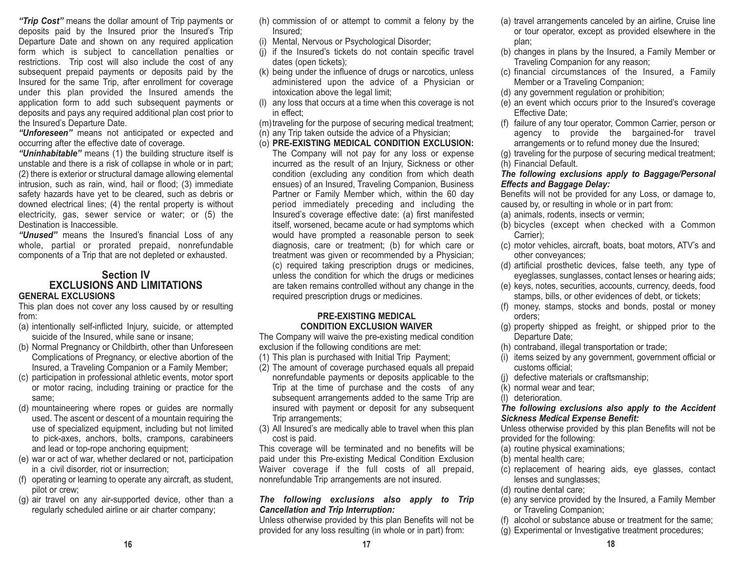***"Trip Cost"*** means the dollar amount of Trip payments or deposits paid by the Insured prior the Insured's Trip Departure Date and shown on any required application form which is subject to cancellation penalties or restrictions. Trip cost will also include the cost of any subsequent prepaid payments or deposits paid by the Insured for the same Trip, after enrollment for coverage under this plan provided the Insured amends the application form to add such subsequent payments or deposits and pays any required additional plan cost prior to the Insured's Departure Date.

***"Unforeseen"*** means not anticipated or expected and occurring after the effective date of coverage.

***"Uninhabitable"*** means (1) the building structure itself is unstable and there is a risk of collapse in whole or in part; (2) there is exterior or structural damage allowing elemental intrusion, such as rain, wind, hail or flood; (3) immediate safety hazards have yet to be cleared, such as debris or downed electrical lines; (4) the rental property is without electricity, gas, sewer service or water; or (5) the Destination is Inaccessible.

***"Unused"*** means the Insured's financial Loss of any whole, partial or prorated prepaid, nonrefundable components of a Trip that are not depleted or exhausted.

## Section IV
## EXCLUSIONS AND LIMITATIONS

**GENERAL EXCLUSIONS**

This plan does not cover any loss caused by or resulting from:

(a) intentionally self-inflicted Injury, suicide, or attempted suicide of the Insured, while sane or insane;
(b) Normal Pregnancy or Childbirth, other than Unforeseen Complications of Pregnancy, or elective abortion of the Insured, a Traveling Companion or a Family Member;
(c) participation in professional athletic events, motor sport or motor racing, including training or practice for the same;
(d) mountaineering where ropes or guides are normally used. The ascent or descent of a mountain requiring the use of specialized equipment, including but not limited to pick-axes, anchors, bolts, crampons, carabineers and lead or top-rope anchoring equipment;
(e) war or act of war, whether declared or not, participation in a civil disorder, riot or insurrection;
(f) operating or learning to operate any aircraft, as student, pilot or crew;
(g) air travel on any air-supported device, other than a regularly scheduled airline or air charter company;
(h) commission of or attempt to commit a felony by the Insured;
(i) Mental, Nervous or Psychological Disorder;
(j) if the Insured's tickets do not contain specific travel dates (open tickets);
(k) being under the influence of drugs or narcotics, unless administered upon the advice of a Physician or intoxication above the legal limit;
(l) any loss that occurs at a time when this coverage is not in effect;
(m) traveling for the purpose of securing medical treatment;
(n) any Trip taken outside the advice of a Physician;
(o) **PRE-EXISTING MEDICAL CONDITION EXCLUSION:** The Company will not pay for any loss or expense incurred as the result of an Injury, Sickness or other condition (excluding any condition from which death ensues) of an Insured, Traveling Companion, Business Partner or Family Member which, within the 60 day period immediately preceding and including the Insured's coverage effective date: (a) first manifested itself, worsened, became acute or had symptoms which would have prompted a reasonable person to seek diagnosis, care or treatment; (b) for which care or treatment was given or recommended by a Physician; (c) required taking prescription drugs or medicines, unless the condition for which the drugs or medicines are taken remains controlled without any change in the required prescription drugs or medicines.

**PRE-EXISTING MEDICAL CONDITION EXCLUSION WAIVER**

The Company will waive the pre-existing medical condition exclusion if the following conditions are met:

(1) This plan is purchased with Initial Trip Payment;
(2) The amount of coverage purchased equals all prepaid nonrefundable payments or deposits applicable to the Trip at the time of purchase and the costs of any subsequent arrangements added to the same Trip are insured with payment or deposit for any subsequent Trip arrangements;
(3) All Insured's are medically able to travel when this plan cost is paid.

This coverage will be terminated and no benefits will be paid under this Pre-existing Medical Condition Exclusion Waiver coverage if the full costs of all prepaid, nonrefundable Trip arrangements are not insured.

***The following exclusions also apply to Trip Cancellation and Trip Interruption:***

Unless otherwise provided by this plan Benefits will not be provided for any loss resulting (in whole or in part) from:

(a) travel arrangements canceled by an airline, Cruise line or tour operator, except as provided elsewhere in the plan;
(b) changes in plans by the Insured, a Family Member or Traveling Companion for any reason;
(c) financial circumstances of the Insured, a Family Member or a Traveling Companion;
(d) any government regulation or prohibition;
(e) an event which occurs prior to the Insured's coverage Effective Date;
(f) failure of any tour operator, Common Carrier, person or agency to provide the bargained-for travel arrangements or to refund money due the Insured;
(g) traveling for the purpose of securing medical treatment;
(h) Financial Default.

***The following exclusions apply to Baggage/Personal Effects and Baggage Delay:***

Benefits will not be provided for any Loss, or damage to, caused by, or resulting in whole or in part from:

(a) animals, rodents, insects or vermin;
(b) bicycles (except when checked with a Common Carrier);
(c) motor vehicles, aircraft, boats, boat motors, ATV's and other conveyances;
(d) artificial prosthetic devices, false teeth, any type of eyeglasses, sunglasses, contact lenses or hearing aids;
(e) keys, notes, securities, accounts, currency, deeds, food stamps, bills, or other evidences of debt, or tickets;
(f) money, stamps, stocks and bonds, postal or money orders;
(g) property shipped as freight, or shipped prior to the Departure Date;
(h) contraband, illegal transportation or trade;
(i) items seized by any government, government official or customs official;
(j) defective materials or craftsmanship;
(k) normal wear and tear;
(l) deterioration.

***The following exclusions also apply to the Accident Sickness Medical Expense Benefit:***

Unless otherwise provided by this plan Benefits will not be provided for the following:

(a) routine physical examinations;
(b) mental health care;
(c) replacement of hearing aids, eye glasses, contact lenses and sunglasses;
(d) routine dental care;
(e) any service provided by the Insured, a Family Member or Traveling Companion;
(f) alcohol or substance abuse or treatment for the same;
(g) Experimental or Investigative treatment procedures;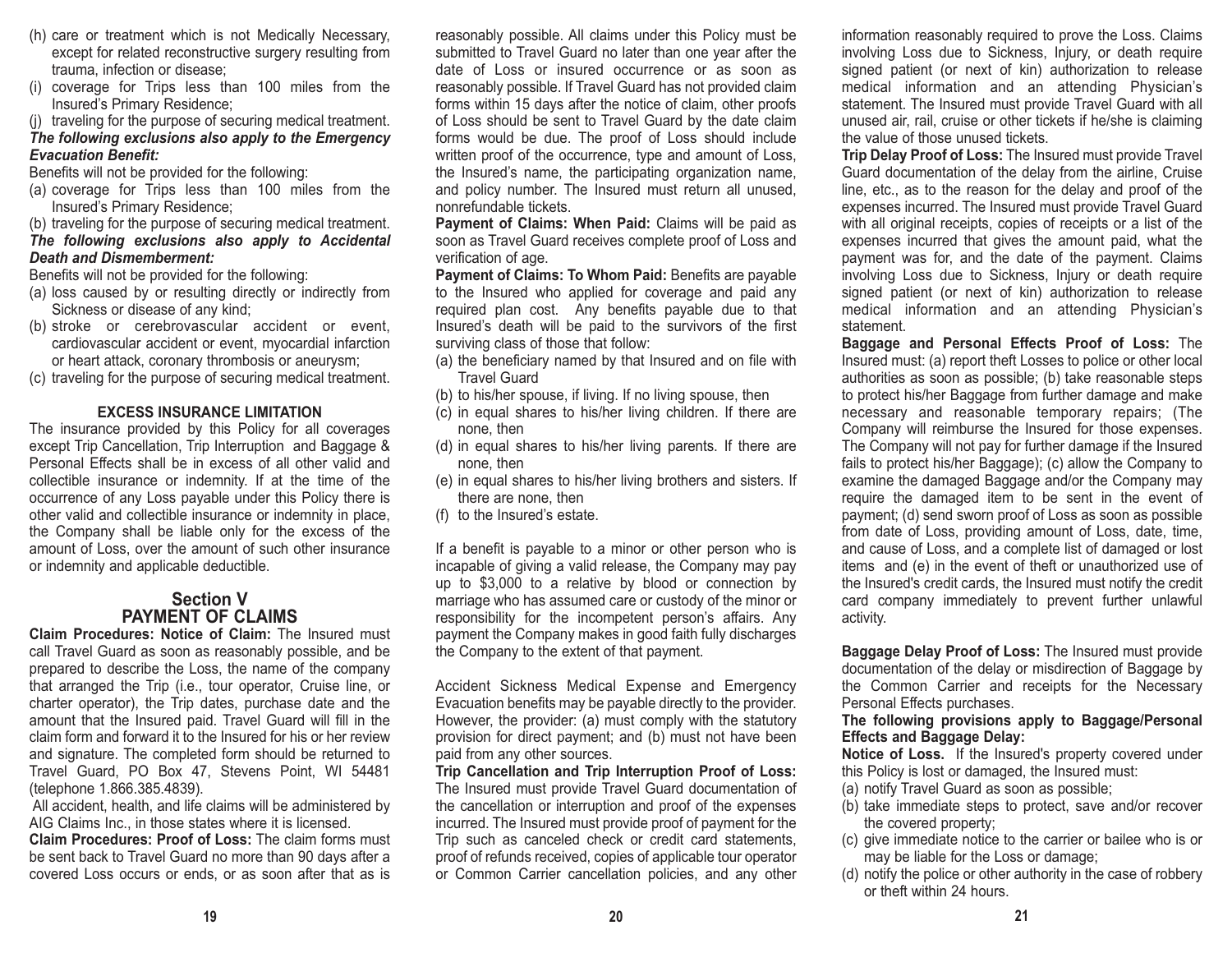(h) care or treatment which is not Medically Necessary, except for related reconstructive surgery resulting from trauma, infection or disease;
(i) coverage for Trips less than 100 miles from the Insured's Primary Residence;
(j) traveling for the purpose of securing medical treatment.

***The following exclusions also apply to the Emergency Evacuation Benefit:***

Benefits will not be provided for the following:

(a) coverage for Trips less than 100 miles from the Insured's Primary Residence;
(b) traveling for the purpose of securing medical treatment.

***The following exclusions also apply to Accidental Death and Dismemberment:***

Benefits will not be provided for the following:

(a) loss caused by or resulting directly or indirectly from Sickness or disease of any kind;
(b) stroke or cerebrovascular accident or event, cardiovascular accident or event, myocardial infarction or heart attack, coronary thrombosis or aneurysm;
(c) traveling for the purpose of securing medical treatment.

**EXCESS INSURANCE LIMITATION**

The insurance provided by this Policy for all coverages except Trip Cancellation, Trip Interruption and Baggage & Personal Effects shall be in excess of all other valid and collectible insurance or indemnity. If at the time of the occurrence of any Loss payable under this Policy there is other valid and collectible insurance or indemnity in place, the Company shall be liable only for the excess of the amount of Loss, over the amount of such other insurance or indemnity and applicable deductible.

## Section V PAYMENT OF CLAIMS

**Claim Procedures: Notice of Claim:** The Insured must call Travel Guard as soon as reasonably possible, and be prepared to describe the Loss, the name of the company that arranged the Trip (i.e., tour operator, Cruise line, or charter operator), the Trip dates, purchase date and the amount that the Insured paid. Travel Guard will fill in the claim form and forward it to the Insured for his or her review and signature. The completed form should be returned to Travel Guard, PO Box 47, Stevens Point, WI 54481 (telephone 1.866.385.4839).

All accident, health, and life claims will be administered by AIG Claims Inc., in those states where it is licensed.

**Claim Procedures: Proof of Loss:** The claim forms must be sent back to Travel Guard no more than 90 days after a covered Loss occurs or ends, or as soon after that as is reasonably possible. All claims under this Policy must be submitted to Travel Guard no later than one year after the date of Loss or insured occurrence or as soon as reasonably possible. If Travel Guard has not provided claim forms within 15 days after the notice of claim, other proofs of Loss should be sent to Travel Guard by the date claim forms would be due. The proof of Loss should include written proof of the occurrence, type and amount of Loss, the Insured's name, the participating organization name, and policy number. The Insured must return all unused, nonrefundable tickets.

**Payment of Claims: When Paid:** Claims will be paid as soon as Travel Guard receives complete proof of Loss and verification of age.

**Payment of Claims: To Whom Paid:** Benefits are payable to the Insured who applied for coverage and paid any required plan cost. Any benefits payable due to that Insured's death will be paid to the survivors of the first surviving class of those that follow:

(a) the beneficiary named by that Insured and on file with Travel Guard
(b) to his/her spouse, if living. If no living spouse, then
(c) in equal shares to his/her living children. If there are none, then
(d) in equal shares to his/her living parents. If there are none, then
(e) in equal shares to his/her living brothers and sisters. If there are none, then
(f) to the Insured's estate.

If a benefit is payable to a minor or other person who is incapable of giving a valid release, the Company may pay up to $3,000 to a relative by blood or connection by marriage who has assumed care or custody of the minor or responsibility for the incompetent person's affairs. Any payment the Company makes in good faith fully discharges the Company to the extent of that payment.

Accident Sickness Medical Expense and Emergency Evacuation benefits may be payable directly to the provider. However, the provider: (a) must comply with the statutory provision for direct payment; and (b) must not have been paid from any other sources.

**Trip Cancellation and Trip Interruption Proof of Loss:** The Insured must provide Travel Guard documentation of the cancellation or interruption and proof of the expenses incurred. The Insured must provide proof of payment for the Trip such as canceled check or credit card statements, proof of refunds received, copies of applicable tour operator or Common Carrier cancellation policies, and any other information reasonably required to prove the Loss. Claims involving Loss due to Sickness, Injury, or death require signed patient (or next of kin) authorization to release medical information and an attending Physician's statement. The Insured must provide Travel Guard with all unused air, rail, cruise or other tickets if he/she is claiming the value of those unused tickets.

**Trip Delay Proof of Loss:** The Insured must provide Travel Guard documentation of the delay from the airline, Cruise line, etc., as to the reason for the delay and proof of the expenses incurred. The Insured must provide Travel Guard with all original receipts, copies of receipts or a list of the expenses incurred that gives the amount paid, what the payment was for, and the date of the payment. Claims involving Loss due to Sickness, Injury or death require signed patient (or next of kin) authorization to release medical information and an attending Physician's statement.

**Baggage and Personal Effects Proof of Loss:** The Insured must: (a) report theft Losses to police or other local authorities as soon as possible; (b) take reasonable steps to protect his/her Baggage from further damage and make necessary and reasonable temporary repairs; (The Company will reimburse the Insured for those expenses. The Company will not pay for further damage if the Insured fails to protect his/her Baggage); (c) allow the Company to examine the damaged Baggage and/or the Company may require the damaged item to be sent in the event of payment; (d) send sworn proof of Loss as soon as possible from date of Loss, providing amount of Loss, date, time, and cause of Loss, and a complete list of damaged or lost items and (e) in the event of theft or unauthorized use of the Insured's credit cards, the Insured must notify the credit card company immediately to prevent further unlawful activity.

**Baggage Delay Proof of Loss:** The Insured must provide documentation of the delay or misdirection of Baggage by the Common Carrier and receipts for the Necessary Personal Effects purchases.

**The following provisions apply to Baggage/Personal Effects and Baggage Delay:**

**Notice of Loss.** If the Insured's property covered under this Policy is lost or damaged, the Insured must:

(a) notify Travel Guard as soon as possible;
(b) take immediate steps to protect, save and/or recover the covered property;
(c) give immediate notice to the carrier or bailee who is or may be liable for the Loss or damage;
(d) notify the police or other authority in the case of robbery or theft within 24 hours.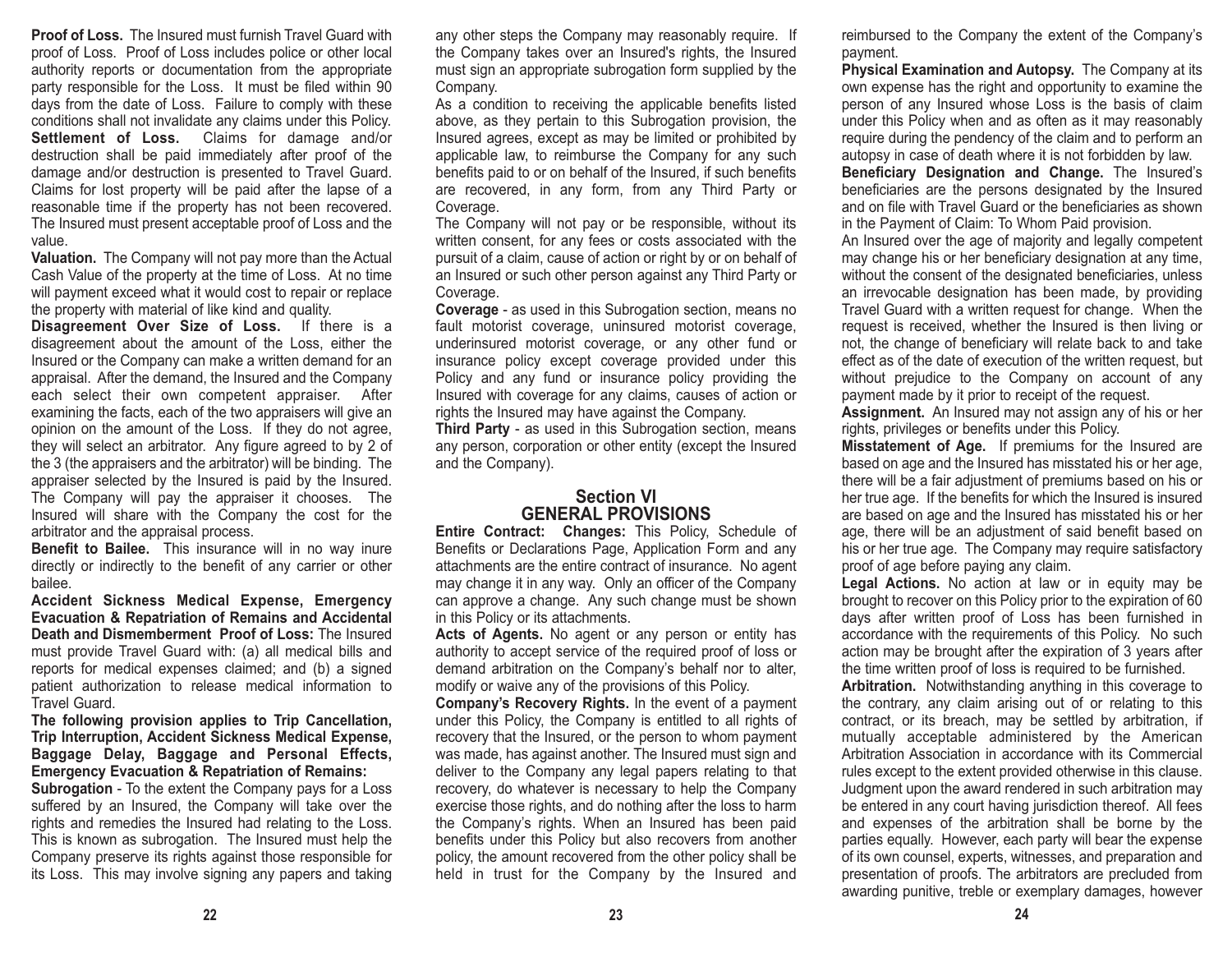**Proof of Loss.** The Insured must furnish Travel Guard with proof of Loss. Proof of Loss includes police or other local authority reports or documentation from the appropriate party responsible for the Loss. It must be filed within 90 days from the date of Loss. Failure to comply with these conditions shall not invalidate any claims under this Policy.

**Settlement of Loss.** Claims for damage and/or destruction shall be paid immediately after proof of the damage and/or destruction is presented to Travel Guard. Claims for lost property will be paid after the lapse of a reasonable time if the property has not been recovered. The Insured must present acceptable proof of Loss and the value.

**Valuation.** The Company will not pay more than the Actual Cash Value of the property at the time of Loss. At no time will payment exceed what it would cost to repair or replace the property with material of like kind and quality.

**Disagreement Over Size of Loss.** If there is a disagreement about the amount of the Loss, either the Insured or the Company can make a written demand for an appraisal. After the demand, the Insured and the Company each select their own competent appraiser. After examining the facts, each of the two appraisers will give an opinion on the amount of the Loss. If they do not agree, they will select an arbitrator. Any figure agreed to by 2 of the 3 (the appraisers and the arbitrator) will be binding. The appraiser selected by the Insured is paid by the Insured. The Company will pay the appraiser it chooses. The Insured will share with the Company the cost for the arbitrator and the appraisal process.

**Benefit to Bailee.** This insurance will in no way inure directly or indirectly to the benefit of any carrier or other bailee.

**Accident Sickness Medical Expense, Emergency Evacuation & Repatriation of Remains and Accidental Death and Dismemberment Proof of Loss:** The Insured must provide Travel Guard with: (a) all medical bills and reports for medical expenses claimed; and (b) a signed patient authorization to release medical information to Travel Guard.

**The following provision applies to Trip Cancellation, Trip Interruption, Accident Sickness Medical Expense, Baggage Delay, Baggage and Personal Effects, Emergency Evacuation & Repatriation of Remains:**

**Subrogation** - To the extent the Company pays for a Loss suffered by an Insured, the Company will take over the rights and remedies the Insured had relating to the Loss. This is known as subrogation. The Insured must help the Company preserve its rights against those responsible for its Loss. This may involve signing any papers and taking any other steps the Company may reasonably require. If the Company takes over an Insured's rights, the Insured must sign an appropriate subrogation form supplied by the Company.

As a condition to receiving the applicable benefits listed above, as they pertain to this Subrogation provision, the Insured agrees, except as may be limited or prohibited by applicable law, to reimburse the Company for any such benefits paid to or on behalf of the Insured, if such benefits are recovered, in any form, from any Third Party or Coverage.

The Company will not pay or be responsible, without its written consent, for any fees or costs associated with the pursuit of a claim, cause of action or right by or on behalf of an Insured or such other person against any Third Party or Coverage.

**Coverage** - as used in this Subrogation section, means no fault motorist coverage, uninsured motorist coverage, underinsured motorist coverage, or any other fund or insurance policy except coverage provided under this Policy and any fund or insurance policy providing the Insured with coverage for any claims, causes of action or rights the Insured may have against the Company.

**Third Party** - as used in this Subrogation section, means any person, corporation or other entity (except the Insured and the Company).

## Section VI
## GENERAL PROVISIONS

**Entire Contract: Changes:** This Policy, Schedule of Benefits or Declarations Page, Application Form and any attachments are the entire contract of insurance. No agent may change it in any way. Only an officer of the Company can approve a change. Any such change must be shown in this Policy or its attachments.

**Acts of Agents.** No agent or any person or entity has authority to accept service of the required proof of loss or demand arbitration on the Company's behalf nor to alter, modify or waive any of the provisions of this Policy.

**Company's Recovery Rights.** In the event of a payment under this Policy, the Company is entitled to all rights of recovery that the Insured, or the person to whom payment was made, has against another. The Insured must sign and deliver to the Company any legal papers relating to that recovery, do whatever is necessary to help the Company exercise those rights, and do nothing after the loss to harm the Company's rights. When an Insured has been paid benefits under this Policy but also recovers from another policy, the amount recovered from the other policy shall be held in trust for the Company by the Insured and reimbursed to the Company the extent of the Company's payment.

**Physical Examination and Autopsy.** The Company at its own expense has the right and opportunity to examine the person of any Insured whose Loss is the basis of claim under this Policy when and as often as it may reasonably require during the pendency of the claim and to perform an autopsy in case of death where it is not forbidden by law.

**Beneficiary Designation and Change.** The Insured's beneficiaries are the persons designated by the Insured and on file with Travel Guard or the beneficiaries as shown in the Payment of Claim: To Whom Paid provision.

An Insured over the age of majority and legally competent may change his or her beneficiary designation at any time, without the consent of the designated beneficiaries, unless an irrevocable designation has been made, by providing Travel Guard with a written request for change. When the request is received, whether the Insured is then living or not, the change of beneficiary will relate back to and take effect as of the date of execution of the written request, but without prejudice to the Company on account of any payment made by it prior to receipt of the request.

**Assignment.** An Insured may not assign any of his or her rights, privileges or benefits under this Policy.

**Misstatement of Age.** If premiums for the Insured are based on age and the Insured has misstated his or her age, there will be a fair adjustment of premiums based on his or her true age. If the benefits for which the Insured is insured are based on age and the Insured has misstated his or her age, there will be an adjustment of said benefit based on his or her true age. The Company may require satisfactory proof of age before paying any claim.

**Legal Actions.** No action at law or in equity may be brought to recover on this Policy prior to the expiration of 60 days after written proof of Loss has been furnished in accordance with the requirements of this Policy. No such action may be brought after the expiration of 3 years after the time written proof of loss is required to be furnished.

**Arbitration.** Notwithstanding anything in this coverage to the contrary, any claim arising out of or relating to this contract, or its breach, may be settled by arbitration, if mutually acceptable administered by the American Arbitration Association in accordance with its Commercial rules except to the extent provided otherwise in this clause. Judgment upon the award rendered in such arbitration may be entered in any court having jurisdiction thereof. All fees and expenses of the arbitration shall be borne by the parties equally. However, each party will bear the expense of its own counsel, experts, witnesses, and preparation and presentation of proofs. The arbitrators are precluded from awarding punitive, treble or exemplary damages, however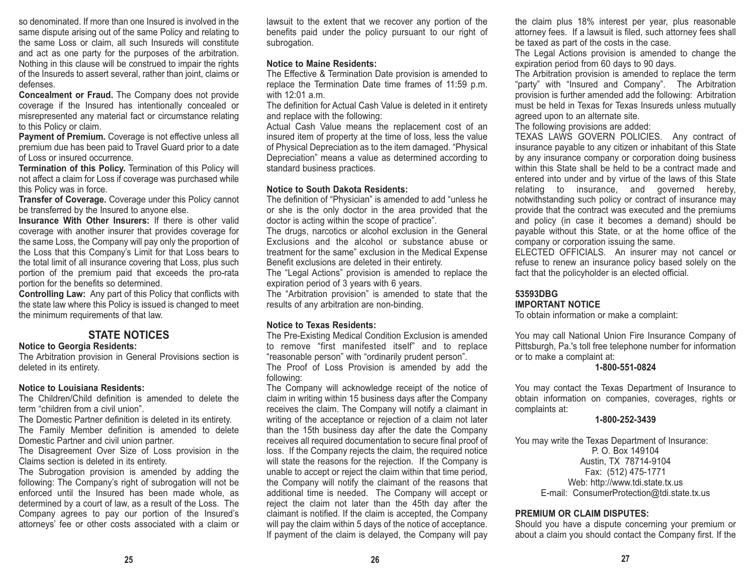so denominated. If more than one Insured is involved in the same dispute arising out of the same Policy and relating to the same Loss or claim, all such Insureds will constitute and act as one party for the purposes of the arbitration. Nothing in this clause will be construed to impair the rights of the Insureds to assert several, rather than joint, claims or defenses.

**Concealment or Fraud.** The Company does not provide coverage if the Insured has intentionally concealed or misrepresented any material fact or circumstance relating to this Policy or claim.

**Payment of Premium.** Coverage is not effective unless all premium due has been paid to Travel Guard prior to a date of Loss or insured occurrence.

**Termination of this Policy.** Termination of this Policy will not affect a claim for Loss if coverage was purchased while this Policy was in force.

**Transfer of Coverage.** Coverage under this Policy cannot be transferred by the Insured to anyone else.

**Insurance With Other Insurers:** If there is other valid coverage with another insurer that provides coverage for the same Loss, the Company will pay only the proportion of the Loss that this Company's Limit for that Loss bears to the total limit of all insurance covering that Loss, plus such portion of the premium paid that exceeds the pro-rata portion for the benefits so determined.

**Controlling Law:** Any part of this Policy that conflicts with the state law where this Policy is issued is changed to meet the minimum requirements of that law.

## STATE NOTICES

**Notice to Georgia Residents:**

The Arbitration provision in General Provisions section is deleted in its entirety.

**Notice to Louisiana Residents:**

The Children/Child definition is amended to delete the term "children from a civil union".

The Domestic Partner definition is deleted in its entirety.

The Family Member definition is amended to delete Domestic Partner and civil union partner.

The Disagreement Over Size of Loss provision in the Claims section is deleted in its entirety.

The Subrogation provision is amended by adding the following: The Company's right of subrogation will not be enforced until the Insured has been made whole, as determined by a court of law, as a result of the Loss. The Company agrees to pay our portion of the Insured's attorneys' fee or other costs associated with a claim or lawsuit to the extent that we recover any portion of the benefits paid under the policy pursuant to our right of subrogation.

**Notice to Maine Residents:**

The Effective & Termination Date provision is amended to replace the Termination Date time frames of 11:59 p.m. with 12:01 a.m.

The definition for Actual Cash Value is deleted in it entirety and replace with the following:

Actual Cash Value means the replacement cost of an insured item of property at the time of loss, less the value of Physical Depreciation as to the item damaged. "Physical Depreciation" means a value as determined according to standard business practices.

**Notice to South Dakota Residents:**

The definition of "Physician" is amended to add "unless he or she is the only doctor in the area provided that the doctor is acting within the scope of practice".

The drugs, narcotics or alcohol exclusion in the General Exclusions and the alcohol or substance abuse or treatment for the same" exclusion in the Medical Expense Benefit exclusions are deleted in their entirety.

The "Legal Actions" provision is amended to replace the expiration period of 3 years with 6 years.

The "Arbitration provision" is amended to state that the results of any arbitration are non-binding.

**Notice to Texas Residents:**

The Pre-Existing Medical Condition Exclusion is amended to remove "first manifested itself" and to replace "reasonable person" with "ordinarily prudent person".

The Proof of Loss Provision is amended by add the following:

The Company will acknowledge receipt of the notice of claim in writing within 15 business days after the Company receives the claim. The Company will notify a claimant in writing of the acceptance or rejection of a claim not later than the 15th business day after the date the Company receives all required documentation to secure final proof of loss. If the Company rejects the claim, the required notice will state the reasons for the rejection. If the Company is unable to accept or reject the claim within that time period, the Company will notify the claimant of the reasons that additional time is needed. The Company will accept or reject the claim not later than the 45th day after the claimant is notified. If the claim is accepted, the Company will pay the claim within 5 days of the notice of acceptance. If payment of the claim is delayed, the Company will pay the claim plus 18% interest per year, plus reasonable attorney fees. If a lawsuit is filed, such attorney fees shall be taxed as part of the costs in the case.

The Legal Actions provision is amended to change the expiration period from 60 days to 90 days.

The Arbitration provision is amended to replace the term "party" with "Insured and Company". The Arbitration provision is further amended add the following: Arbitration must be held in Texas for Texas Insureds unless mutually agreed upon to an alternate site.

The following provisions are added:

TEXAS LAWS GOVERN POLICIES. Any contract of insurance payable to any citizen or inhabitant of this State by any insurance company or corporation doing business within this State shall be held to be a contract made and entered into under and by virtue of the laws of this State relating to insurance, and governed hereby, notwithstanding such policy or contract of insurance may provide that the contract was executed and the premiums and policy (in case it becomes a demand) should be payable without this State, or at the home office of the company or corporation issuing the same.

ELECTED OFFICIALS. An insurer may not cancel or refuse to renew an insurance policy based solely on the fact that the policyholder is an elected official.

**53593DBG**

**IMPORTANT NOTICE**

To obtain information or make a complaint:

You may call National Union Fire Insurance Company of Pittsburgh, Pa.'s toll free telephone number for information or to make a complaint at:

**1-800-551-0824**

You may contact the Texas Department of Insurance to obtain information on companies, coverages, rights or complaints at:

**1-800-252-3439**

You may write the Texas Department of Insurance:

P. O. Box 149104
Austin, TX 78714-9104
Fax: (512) 475-1771
Web: http://www.tdi.state.tx.us
E-mail: ConsumerProtection@tdi.state.tx.us

**PREMIUM OR CLAIM DISPUTES:**

Should you have a dispute concerning your premium or about a claim you should contact the Company first. If the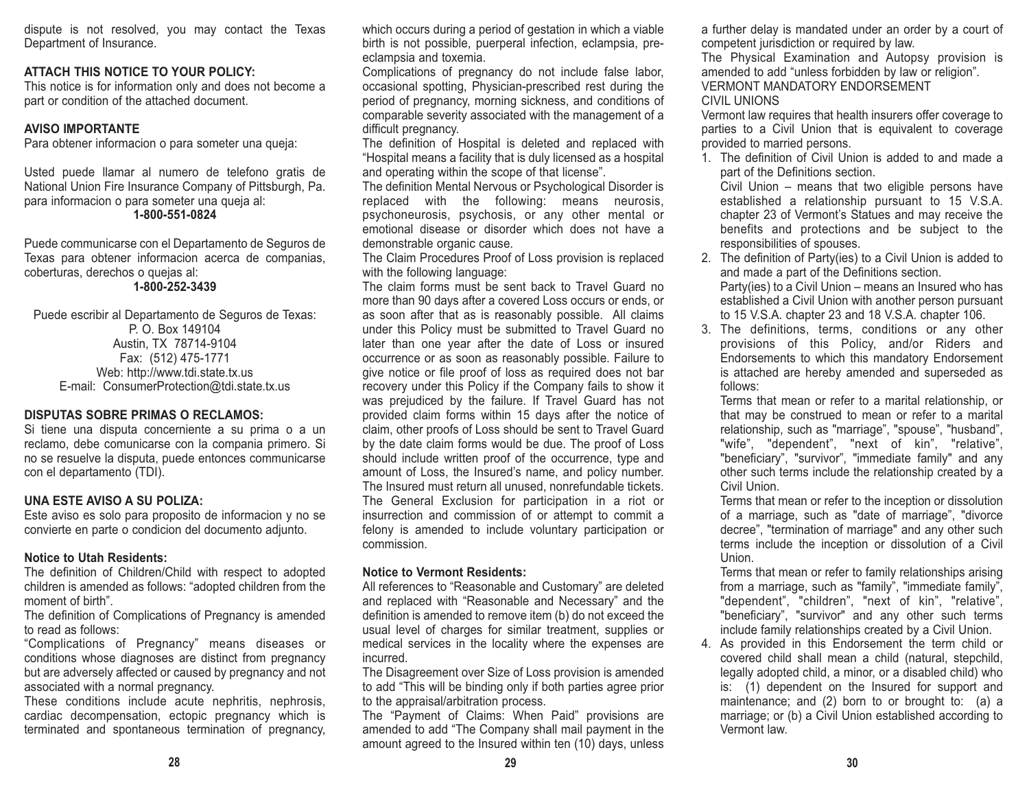dispute is not resolved, you may contact the Texas Department of Insurance.

**ATTACH THIS NOTICE TO YOUR POLICY:**

This notice is for information only and does not become a part or condition of the attached document.

**AVISO IMPORTANTE**

Para obtener informacion o para someter una queja:

Usted puede llamar al numero de telefono gratis de National Union Fire Insurance Company of Pittsburgh, Pa. para informacion o para someter una queja al:

**1-800-551-0824**

Puede communicarse con el Departamento de Seguros de Texas para obtener informacion acerca de companias, coberturas, derechos o quejas al:

**1-800-252-3439**

Puede escribir al Departamento de Seguros de Texas:
P. O. Box 149104
Austin, TX 78714-9104
Fax: (512) 475-1771
Web: http://www.tdi.state.tx.us
E-mail: ConsumerProtection@tdi.state.tx.us

**DISPUTAS SOBRE PRIMAS O RECLAMOS:**

Si tiene una disputa concerniente a su prima o a un reclamo, debe comunicarse con la compania primero. Si no se resuelve la disputa, puede entonces communicarse con el departamento (TDI).

**UNA ESTE AVISO A SU POLIZA:**

Este aviso es solo para proposito de informacion y no se convierte en parte o condicion del documento adjunto.

**Notice to Utah Residents:**

The definition of Children/Child with respect to adopted children is amended as follows: "adopted children from the moment of birth".

The definition of Complications of Pregnancy is amended to read as follows:

"Complications of Pregnancy" means diseases or conditions whose diagnoses are distinct from pregnancy but are adversely affected or caused by pregnancy and not associated with a normal pregnancy.

These conditions include acute nephritis, nephrosis, cardiac decompensation, ectopic pregnancy which is terminated and spontaneous termination of pregnancy, which occurs during a period of gestation in which a viable birth is not possible, puerperal infection, eclampsia, pre-eclampsia and toxemia.

Complications of pregnancy do not include false labor, occasional spotting, Physician-prescribed rest during the period of pregnancy, morning sickness, and conditions of comparable severity associated with the management of a difficult pregnancy.

The definition of Hospital is deleted and replaced with "Hospital means a facility that is duly licensed as a hospital and operating within the scope of that license".

The definition Mental Nervous or Psychological Disorder is replaced with the following: means neurosis, psychoneurosis, psychosis, or any other mental or emotional disease or disorder which does not have a demonstrable organic cause.

The Claim Procedures Proof of Loss provision is replaced with the following language:

The claim forms must be sent back to Travel Guard no more than 90 days after a covered Loss occurs or ends, or as soon after that as is reasonably possible. All claims under this Policy must be submitted to Travel Guard no later than one year after the date of Loss or insured occurrence or as soon as reasonably possible. Failure to give notice or file proof of loss as required does not bar recovery under this Policy if the Company fails to show it was prejudiced by the failure. If Travel Guard has not provided claim forms within 15 days after the notice of claim, other proofs of Loss should be sent to Travel Guard by the date claim forms would be due. The proof of Loss should include written proof of the occurrence, type and amount of Loss, the Insured's name, and policy number. The Insured must return all unused, nonrefundable tickets.

The General Exclusion for participation in a riot or insurrection and commission of or attempt to commit a felony is amended to include voluntary participation or commission.

**Notice to Vermont Residents:**

All references to "Reasonable and Customary" are deleted and replaced with "Reasonable and Necessary" and the definition is amended to remove item (b) do not exceed the usual level of charges for similar treatment, supplies or medical services in the locality where the expenses are incurred.

The Disagreement over Size of Loss provision is amended to add "This will be binding only if both parties agree prior to the appraisal/arbitration process.

The "Payment of Claims: When Paid" provisions are amended to add "The Company shall mail payment in the amount agreed to the Insured within ten (10) days, unless a further delay is mandated under an order by a court of competent jurisdiction or required by law.

The Physical Examination and Autopsy provision is amended to add "unless forbidden by law or religion".

VERMONT MANDATORY ENDORSEMENT

CIVIL UNIONS

Vermont law requires that health insurers offer coverage to parties to a Civil Union that is equivalent to coverage provided to married persons.

1. The definition of Civil Union is added to and made a part of the Definitions section.
   Civil Union – means that two eligible persons have established a relationship pursuant to 15 V.S.A. chapter 23 of Vermont's Statues and may receive the benefits and protections and be subject to the responsibilities of spouses.
2. The definition of Party(ies) to a Civil Union is added to and made a part of the Definitions section.
   Party(ies) to a Civil Union – means an Insured who has established a Civil Union with another person pursuant to 15 V.S.A. chapter 23 and 18 V.S.A. chapter 106.
3. The definitions, terms, conditions or any other provisions of this Policy, and/or Riders and Endorsements to which this mandatory Endorsement is attached are hereby amended and superseded as follows:
   Terms that mean or refer to a marital relationship, or that may be construed to mean or refer to a marital relationship, such as "marriage", "spouse", "husband", "wife", "dependent", "next of kin", "relative", "beneficiary", "survivor", "immediate family" and any other such terms include the relationship created by a Civil Union.
   Terms that mean or refer to the inception or dissolution of a marriage, such as "date of marriage", "divorce decree", "termination of marriage" and any other such terms include the inception or dissolution of a Civil Union.
   Terms that mean or refer to family relationships arising from a marriage, such as "family", "immediate family", "dependent", "children", "next of kin", "relative", "beneficiary", "survivor" and any other such terms include family relationships created by a Civil Union.
4. As provided in this Endorsement the term child or covered child shall mean a child (natural, stepchild, legally adopted child, a minor, or a disabled child) who is: (1) dependent on the Insured for support and maintenance; and (2) born to or brought to: (a) a marriage; or (b) a Civil Union established according to Vermont law.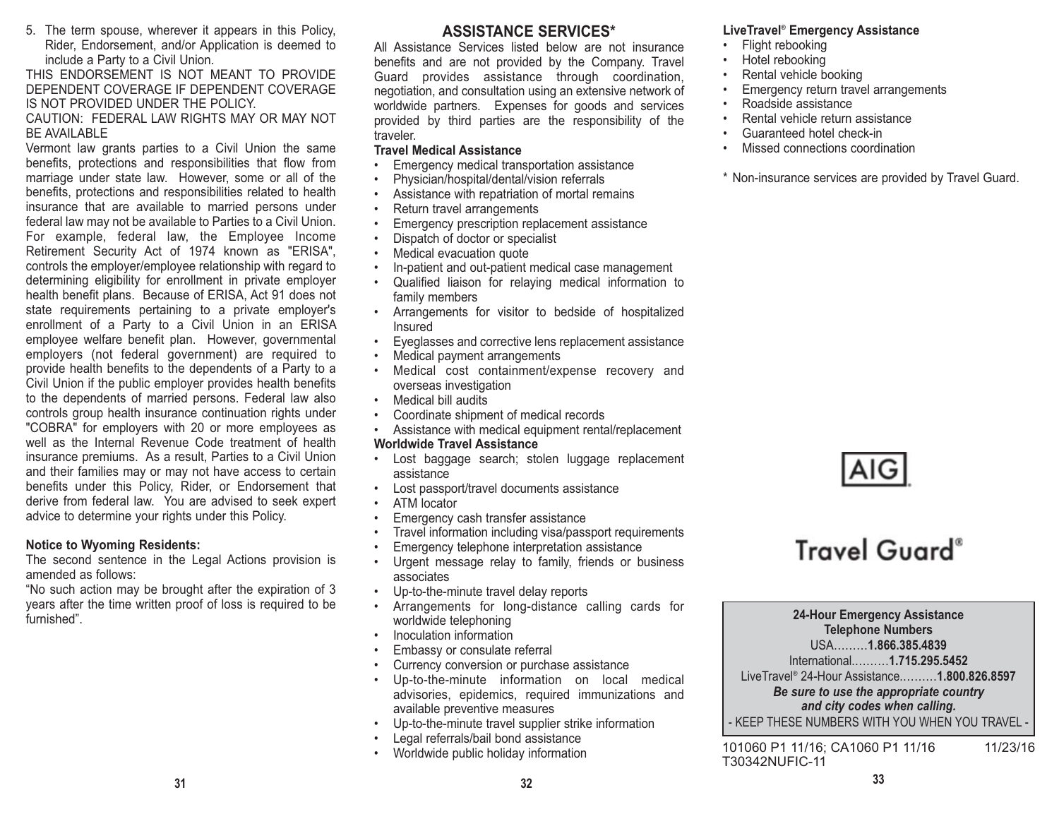5. The term spouse, wherever it appears in this Policy, Rider, Endorsement, and/or Application is deemed to include a Party to a Civil Union.

THIS ENDORSEMENT IS NOT MEANT TO PROVIDE DEPENDENT COVERAGE IF DEPENDENT COVERAGE IS NOT PROVIDED UNDER THE POLICY.

CAUTION: FEDERAL LAW RIGHTS MAY OR MAY NOT BE AVAILABLE

Vermont law grants parties to a Civil Union the same benefits, protections and responsibilities that flow from marriage under state law. However, some or all of the benefits, protections and responsibilities related to health insurance that are available to married persons under federal law may not be available to Parties to a Civil Union. For example, federal law, the Employee Income Retirement Security Act of 1974 known as "ERISA", controls the employer/employee relationship with regard to determining eligibility for enrollment in private employer health benefit plans. Because of ERISA, Act 91 does not state requirements pertaining to a private employer's enrollment of a Party to a Civil Union in an ERISA employee welfare benefit plan. However, governmental employers (not federal government) are required to provide health benefits to the dependents of a Party to a Civil Union if the public employer provides health benefits to the dependents of married persons. Federal law also controls group health insurance continuation rights under "COBRA" for employers with 20 or more employees as well as the Internal Revenue Code treatment of health insurance premiums. As a result, Parties to a Civil Union and their families may or may not have access to certain benefits under this Policy, Rider, or Endorsement that derive from federal law. You are advised to seek expert advice to determine your rights under this Policy.

**Notice to Wyoming Residents:**

The second sentence in the Legal Actions provision is amended as follows:

"No such action may be brought after the expiration of 3 years after the time written proof of loss is required to be furnished".

## ASSISTANCE SERVICES*

All Assistance Services listed below are not insurance benefits and are not provided by the Company. Travel Guard provides assistance through coordination, negotiation, and consultation using an extensive network of worldwide partners. Expenses for goods and services provided by third parties are the responsibility of the traveler.

**Travel Medical Assistance**

- Emergency medical transportation assistance
- Physician/hospital/dental/vision referrals
- Assistance with repatriation of mortal remains
- Return travel arrangements
- Emergency prescription replacement assistance
- Dispatch of doctor or specialist
- Medical evacuation quote
- In-patient and out-patient medical case management
- Qualified liaison for relaying medical information to family members
- Arrangements for visitor to bedside of hospitalized Insured
- Eyeglasses and corrective lens replacement assistance
- Medical payment arrangements
- Medical cost containment/expense recovery and overseas investigation
- Medical bill audits
- Coordinate shipment of medical records
- Assistance with medical equipment rental/replacement

**Worldwide Travel Assistance**

- Lost baggage search; stolen luggage replacement assistance
- Lost passport/travel documents assistance
- ATM locator
- Emergency cash transfer assistance
- Travel information including visa/passport requirements
- Emergency telephone interpretation assistance
- Urgent message relay to family, friends or business associates
- Up-to-the-minute travel delay reports
- Arrangements for long-distance calling cards for worldwide telephoning
- Inoculation information
- Embassy or consulate referral
- Currency conversion or purchase assistance
- Up-to-the-minute information on local medical advisories, epidemics, required immunizations and available preventive measures
- Up-to-the-minute travel supplier strike information
- Legal referrals/bail bond assistance
- Worldwide public holiday information

**LiveTravel® Emergency Assistance**

- Flight rebooking
- Hotel rebooking
- Rental vehicle booking
- Emergency return travel arrangements
- Roadside assistance
- Rental vehicle return assistance
- Guaranteed hotel check-in
- Missed connections coordination

\* Non-insurance services are provided by Travel Guard.

AIG

Travel Guard®

**24-Hour Emergency Assistance Telephone Numbers**

USA………**1.866.385.4839**

International.………**1.715.295.5452**

LiveTravel® 24-Hour Assistance.………**1.800.826.8597**

***Be sure to use the appropriate country and city codes when calling.***

\- KEEP THESE NUMBERS WITH YOU WHEN YOU TRAVEL -

101060 P1 11/16; CA1060 P1 11/16 11/23/16
T30342NUFIC-11